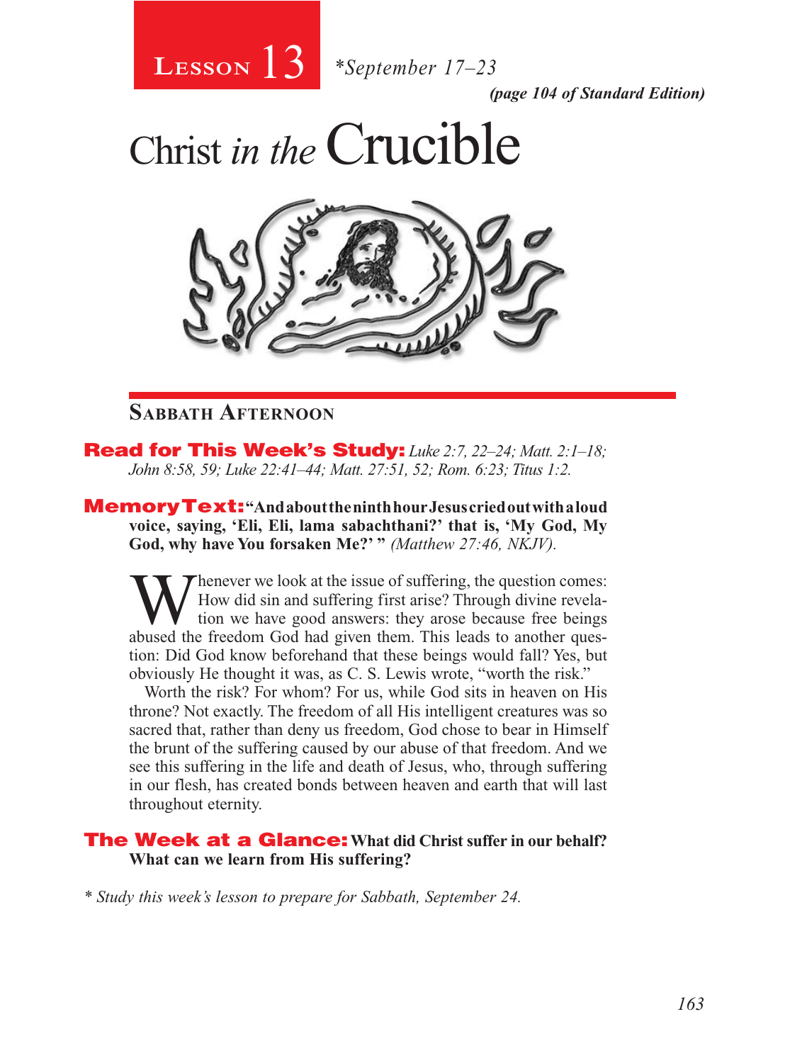# Lesson 13 *September 17–23

*(page 104 of Standard Edition)*

# Christ *in the* Crucible

## Sabbath Afternoon

**Read for This Week's Study:** *Luke 2:7, 22–24; Matt. 2:1–18; John 8:58, 59; Luke 22:41–44; Matt. 27:51, 52; Rom. 6:23; Titus 1:2.*

**Memory Text: "And about the ninth hour Jesus cried out with a loud voice, saying, 'Eli, Eli, lama sabachthani?' that is, 'My God, My God, why have You forsaken Me?' "** *(Matthew 27:46, NKJV).*

Whenever we look at the issue of suffering, the question comes: How did sin and suffering first arise? Through divine revelation we have good answers: they arose because free beings abused the freedom God had given them. This leads to another question: Did God know beforehand that these beings would fall? Yes, but obviously He thought it was, as C. S. Lewis wrote, "worth the risk."

Worth the risk? For whom? For us, while God sits in heaven on His throne? Not exactly. The freedom of all His intelligent creatures was so sacred that, rather than deny us freedom, God chose to bear in Himself the brunt of the suffering caused by our abuse of that freedom. And we see this suffering in the life and death of Jesus, who, through suffering in our flesh, has created bonds between heaven and earth that will last throughout eternity.

**The Week at a Glance: What did Christ suffer in our behalf? What can we learn from His suffering?**

*\* Study this week's lesson to prepare for Sabbath, September 24.*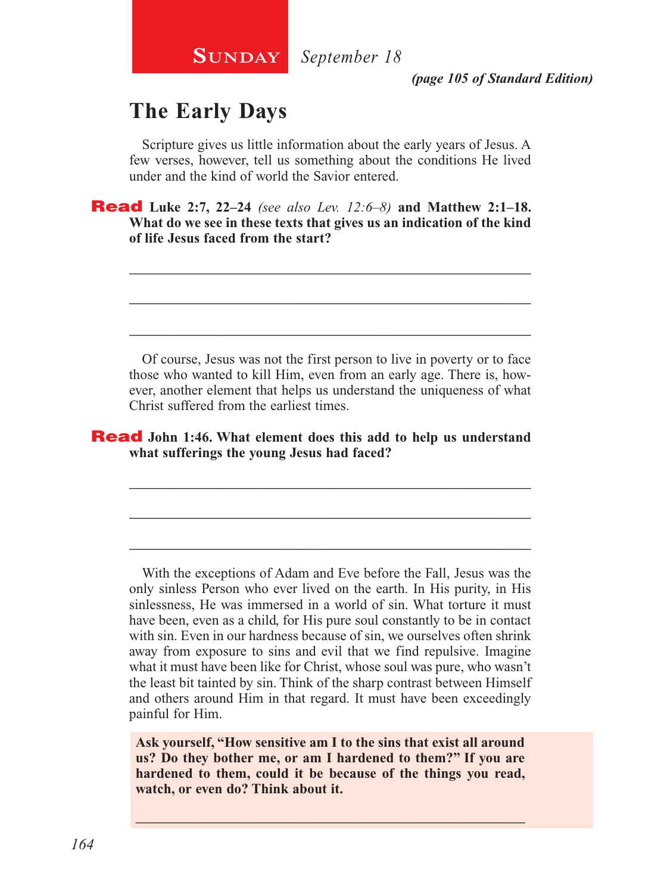**Sunday** *September 18*

***(page 105 of Standard Edition)***

## The Early Days

Scripture gives us little information about the early years of Jesus. A few verses, however, tell us something about the conditions He lived under and the kind of world the Savior entered.

**Read Luke 2:7, 22–24** *(see also Lev. 12:6–8)* **and Matthew 2:1–18. What do we see in these texts that gives us an indication of the kind of life Jesus faced from the start?**

\_\_\_\_\_\_\_\_\_\_\_\_\_\_\_\_\_\_\_\_\_\_\_\_\_\_\_\_\_\_\_\_\_\_\_\_\_\_\_\_\_\_\_\_\_\_\_\_\_\_\_\_

\_\_\_\_\_\_\_\_\_\_\_\_\_\_\_\_\_\_\_\_\_\_\_\_\_\_\_\_\_\_\_\_\_\_\_\_\_\_\_\_\_\_\_\_\_\_\_\_\_\_\_\_

\_\_\_\_\_\_\_\_\_\_\_\_\_\_\_\_\_\_\_\_\_\_\_\_\_\_\_\_\_\_\_\_\_\_\_\_\_\_\_\_\_\_\_\_\_\_\_\_\_\_\_\_

Of course, Jesus was not the first person to live in poverty or to face those who wanted to kill Him, even from an early age. There is, however, another element that helps us understand the uniqueness of what Christ suffered from the earliest times.

**Read John 1:46. What element does this add to help us understand what sufferings the young Jesus had faced?**

\_\_\_\_\_\_\_\_\_\_\_\_\_\_\_\_\_\_\_\_\_\_\_\_\_\_\_\_\_\_\_\_\_\_\_\_\_\_\_\_\_\_\_\_\_\_\_\_\_\_\_\_

\_\_\_\_\_\_\_\_\_\_\_\_\_\_\_\_\_\_\_\_\_\_\_\_\_\_\_\_\_\_\_\_\_\_\_\_\_\_\_\_\_\_\_\_\_\_\_\_\_\_\_\_

\_\_\_\_\_\_\_\_\_\_\_\_\_\_\_\_\_\_\_\_\_\_\_\_\_\_\_\_\_\_\_\_\_\_\_\_\_\_\_\_\_\_\_\_\_\_\_\_\_\_\_\_

With the exceptions of Adam and Eve before the Fall, Jesus was the only sinless Person who ever lived on the earth. In His purity, in His sinlessness, He was immersed in a world of sin. What torture it must have been, even as a child, for His pure soul constantly to be in contact with sin. Even in our hardness because of sin, we ourselves often shrink away from exposure to sins and evil that we find repulsive. Imagine what it must have been like for Christ, whose soul was pure, who wasn't the least bit tainted by sin. Think of the sharp contrast between Himself and others around Him in that regard. It must have been exceedingly painful for Him.

**Ask yourself, "How sensitive am I to the sins that exist all around us? Do they bother me, or am I hardened to them?" If you are hardened to them, could it be because of the things you read, watch, or even do? Think about it.**

\_\_\_\_\_\_\_\_\_\_\_\_\_\_\_\_\_\_\_\_\_\_\_\_\_\_\_\_\_\_\_\_\_\_\_\_\_\_\_\_\_\_\_\_\_\_\_\_\_\_\_\_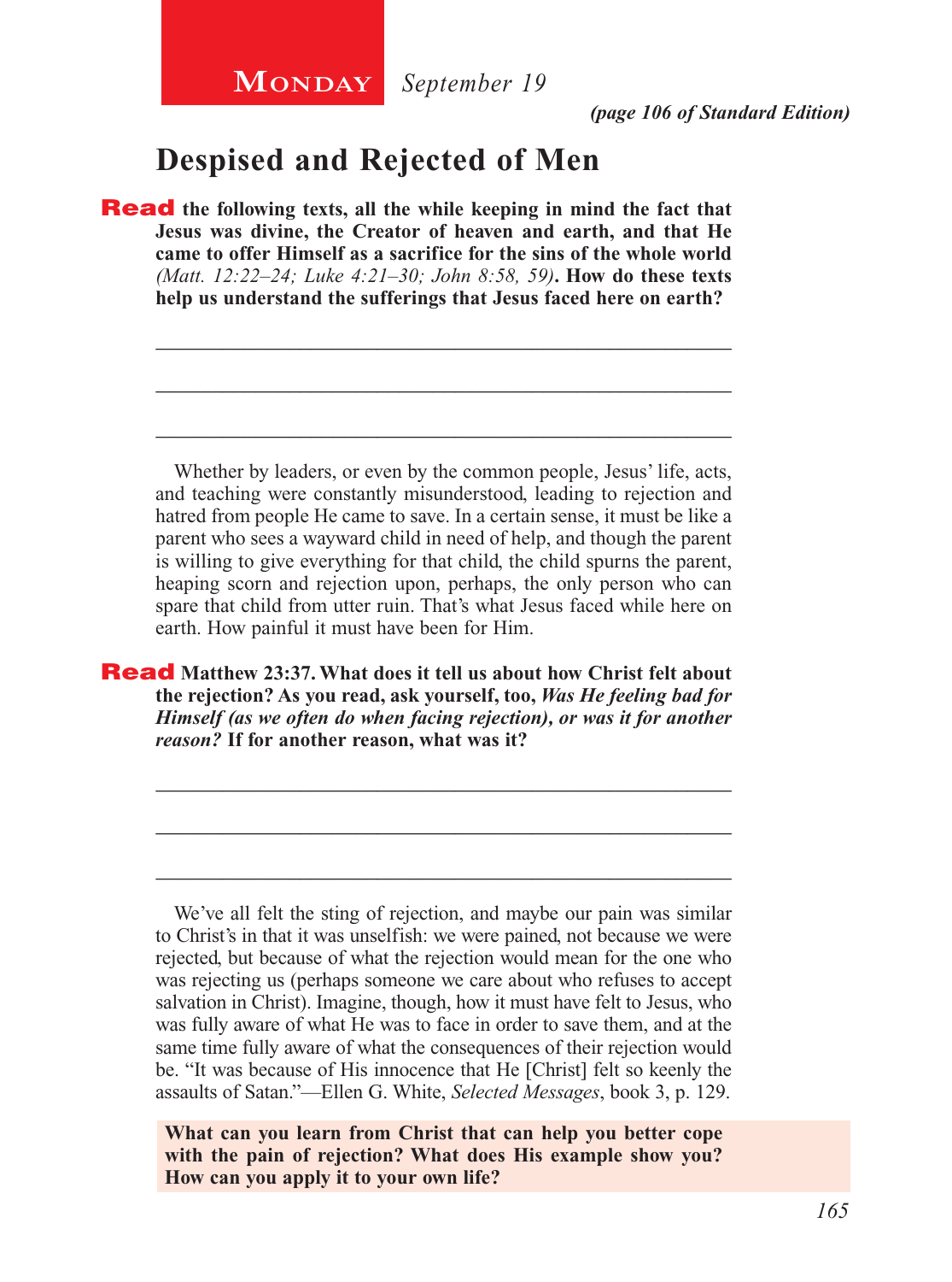**Monday** *September 19*

***(page 106 of Standard Edition)***

# Despised and Rejected of Men

**Read the following texts, all the while keeping in mind the fact that Jesus was divine, the Creator of heaven and earth, and that He came to offer Himself as a sacrifice for the sins of the whole world** *(Matt. 12:22–24; Luke 4:21–30; John 8:58, 59)***. How do these texts help us understand the sufferings that Jesus faced here on earth?**

\_\_\_\_\_\_\_\_\_\_\_\_\_\_\_\_\_\_\_\_\_\_\_\_\_\_\_\_\_\_\_\_\_\_\_\_\_\_\_\_\_\_\_\_\_\_\_\_\_\_\_\_\_\_\_

\_\_\_\_\_\_\_\_\_\_\_\_\_\_\_\_\_\_\_\_\_\_\_\_\_\_\_\_\_\_\_\_\_\_\_\_\_\_\_\_\_\_\_\_\_\_\_\_\_\_\_\_\_\_\_

\_\_\_\_\_\_\_\_\_\_\_\_\_\_\_\_\_\_\_\_\_\_\_\_\_\_\_\_\_\_\_\_\_\_\_\_\_\_\_\_\_\_\_\_\_\_\_\_\_\_\_\_\_\_\_

Whether by leaders, or even by the common people, Jesus' life, acts, and teaching were constantly misunderstood, leading to rejection and hatred from people He came to save. In a certain sense, it must be like a parent who sees a wayward child in need of help, and though the parent is willing to give everything for that child, the child spurns the parent, heaping scorn and rejection upon, perhaps, the only person who can spare that child from utter ruin. That's what Jesus faced while here on earth. How painful it must have been for Him.

**Read Matthew 23:37. What does it tell us about how Christ felt about the rejection? As you read, ask yourself, too,** ***Was He feeling bad for Himself (as we often do when facing rejection), or was it for another reason?*** **If for another reason, what was it?**

\_\_\_\_\_\_\_\_\_\_\_\_\_\_\_\_\_\_\_\_\_\_\_\_\_\_\_\_\_\_\_\_\_\_\_\_\_\_\_\_\_\_\_\_\_\_\_\_\_\_\_\_\_\_\_

\_\_\_\_\_\_\_\_\_\_\_\_\_\_\_\_\_\_\_\_\_\_\_\_\_\_\_\_\_\_\_\_\_\_\_\_\_\_\_\_\_\_\_\_\_\_\_\_\_\_\_\_\_\_\_

\_\_\_\_\_\_\_\_\_\_\_\_\_\_\_\_\_\_\_\_\_\_\_\_\_\_\_\_\_\_\_\_\_\_\_\_\_\_\_\_\_\_\_\_\_\_\_\_\_\_\_\_\_\_\_

We've all felt the sting of rejection, and maybe our pain was similar to Christ's in that it was unselfish: we were pained, not because we were rejected, but because of what the rejection would mean for the one who was rejecting us (perhaps someone we care about who refuses to accept salvation in Christ). Imagine, though, how it must have felt to Jesus, who was fully aware of what He was to face in order to save them, and at the same time fully aware of what the consequences of their rejection would be. "It was because of His innocence that He [Christ] felt so keenly the assaults of Satan."—Ellen G. White, *Selected Messages*, book 3, p. 129.

**What can you learn from Christ that can help you better cope with the pain of rejection? What does His example show you? How can you apply it to your own life?**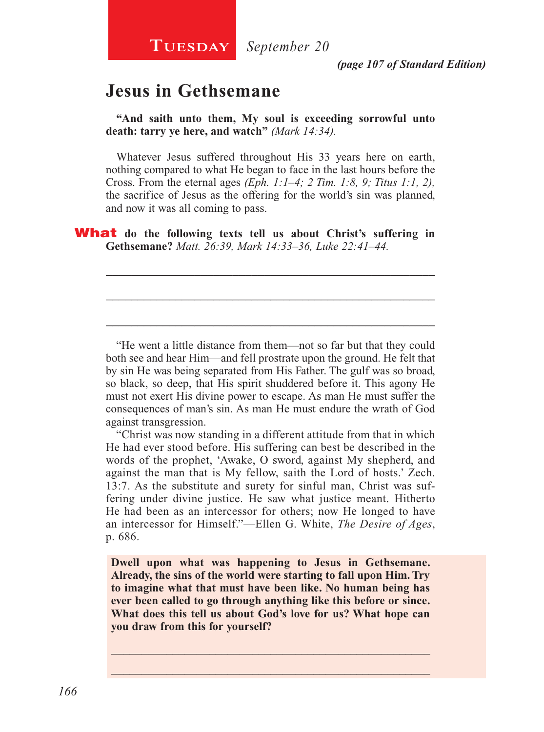**Tuesday** *September 20*

*(page 107 of Standard Edition)*

## Jesus in Gethsemane

**"And saith unto them, My soul is exceeding sorrowful unto death: tarry ye here, and watch"** *(Mark 14:34).*

Whatever Jesus suffered throughout His 33 years here on earth, nothing compared to what He began to face in the last hours before the Cross. From the eternal ages *(Eph. 1:1–4; 2 Tim. 1:8, 9; Titus 1:1, 2),* the sacrifice of Jesus as the offering for the world's sin was planned, and now it was all coming to pass.

**What do the following texts tell us about Christ's suffering in Gethsemane?** *Matt. 26:39, Mark 14:33–36, Luke 22:41–44.*

\_\_\_\_\_\_\_\_\_\_\_\_\_\_\_\_\_\_\_\_\_\_\_\_\_\_\_\_\_\_\_\_\_\_\_\_\_\_\_\_\_\_\_\_\_\_\_\_\_\_\_\_\_\_

\_\_\_\_\_\_\_\_\_\_\_\_\_\_\_\_\_\_\_\_\_\_\_\_\_\_\_\_\_\_\_\_\_\_\_\_\_\_\_\_\_\_\_\_\_\_\_\_\_\_\_\_\_\_

\_\_\_\_\_\_\_\_\_\_\_\_\_\_\_\_\_\_\_\_\_\_\_\_\_\_\_\_\_\_\_\_\_\_\_\_\_\_\_\_\_\_\_\_\_\_\_\_\_\_\_\_\_\_

"He went a little distance from them—not so far but that they could both see and hear Him—and fell prostrate upon the ground. He felt that by sin He was being separated from His Father. The gulf was so broad, so black, so deep, that His spirit shuddered before it. This agony He must not exert His divine power to escape. As man He must suffer the consequences of man's sin. As man He must endure the wrath of God against transgression.

"Christ was now standing in a different attitude from that in which He had ever stood before. His suffering can best be described in the words of the prophet, 'Awake, O sword, against My shepherd, and against the man that is My fellow, saith the Lord of hosts.' Zech. 13:7. As the substitute and surety for sinful man, Christ was suffering under divine justice. He saw what justice meant. Hitherto He had been as an intercessor for others; now He longed to have an intercessor for Himself."—Ellen G. White, *The Desire of Ages*, p. 686.

**Dwell upon what was happening to Jesus in Gethsemane. Already, the sins of the world were starting to fall upon Him. Try to imagine what that must have been like. No human being has ever been called to go through anything like this before or since. What does this tell us about God's love for us? What hope can you draw from this for yourself?**

\_\_\_\_\_\_\_\_\_\_\_\_\_\_\_\_\_\_\_\_\_\_\_\_\_\_\_\_\_\_\_\_\_\_\_\_\_\_\_\_\_\_\_\_\_\_\_\_\_\_\_\_\_\_

\_\_\_\_\_\_\_\_\_\_\_\_\_\_\_\_\_\_\_\_\_\_\_\_\_\_\_\_\_\_\_\_\_\_\_\_\_\_\_\_\_\_\_\_\_\_\_\_\_\_\_\_\_\_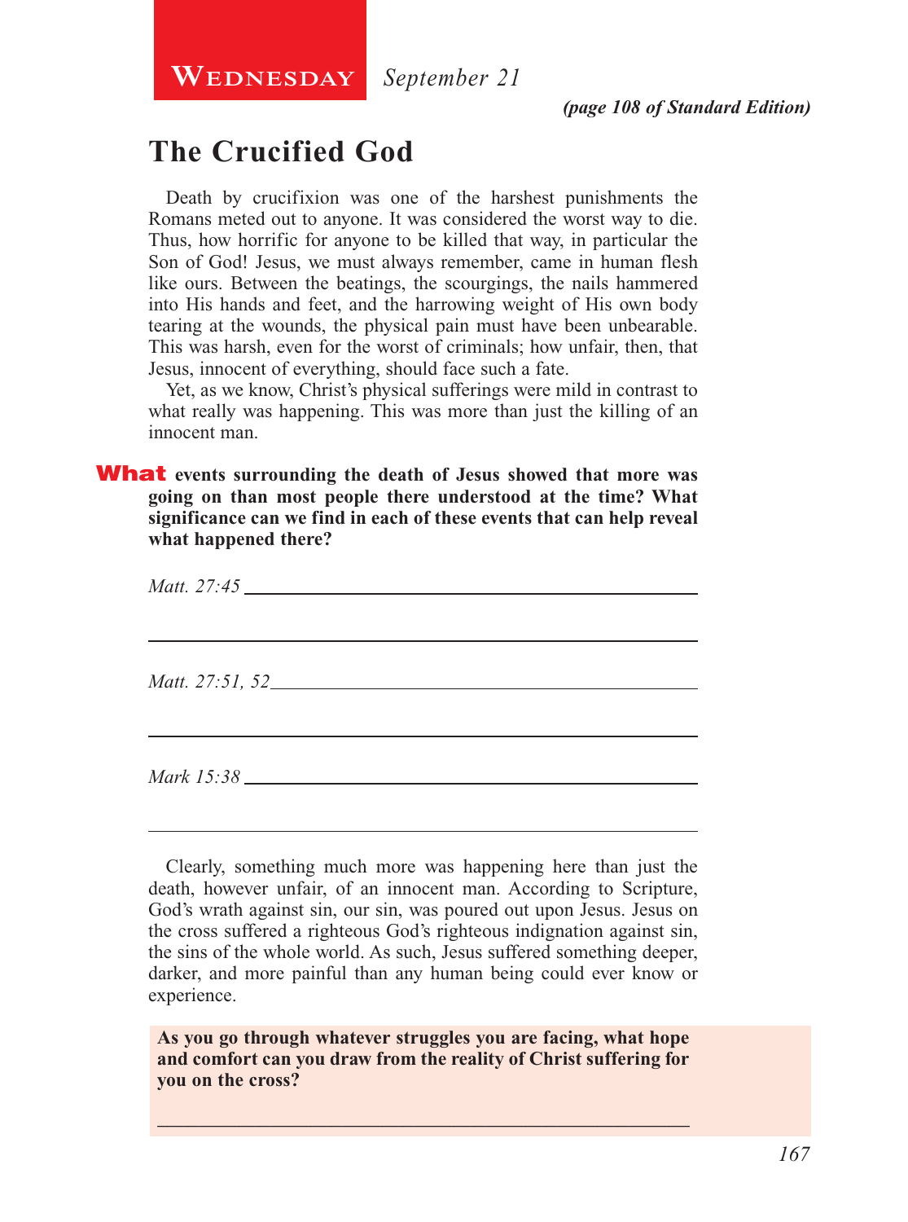**Wednesday** *September 21*

***(page 108 of Standard Edition)***

## The Crucified God

Death by crucifixion was one of the harshest punishments the Romans meted out to anyone. It was considered the worst way to die. Thus, how horrific for anyone to be killed that way, in particular the Son of God! Jesus, we must always remember, came in human flesh like ours. Between the beatings, the scourgings, the nails hammered into His hands and feet, and the harrowing weight of His own body tearing at the wounds, the physical pain must have been unbearable. This was harsh, even for the worst of criminals; how unfair, then, that Jesus, innocent of everything, should face such a fate.

Yet, as we know, Christ's physical sufferings were mild in contrast to what really was happening. This was more than just the killing of an innocent man.

**What events surrounding the death of Jesus showed that more was going on than most people there understood at the time? What significance can we find in each of these events that can help reveal what happened there?**

*Matt. 27:45* ___________________________________________

___________________________________________

*Matt. 27:51, 52* ___________________________________________

___________________________________________

*Mark 15:38* ___________________________________________

___________________________________________

Clearly, something much more was happening here than just the death, however unfair, of an innocent man. According to Scripture, God's wrath against sin, our sin, was poured out upon Jesus. Jesus on the cross suffered a righteous God's righteous indignation against sin, the sins of the whole world. As such, Jesus suffered something deeper, darker, and more painful than any human being could ever know or experience.

**As you go through whatever struggles you are facing, what hope and comfort can you draw from the reality of Christ suffering for you on the cross?**

___________________________________________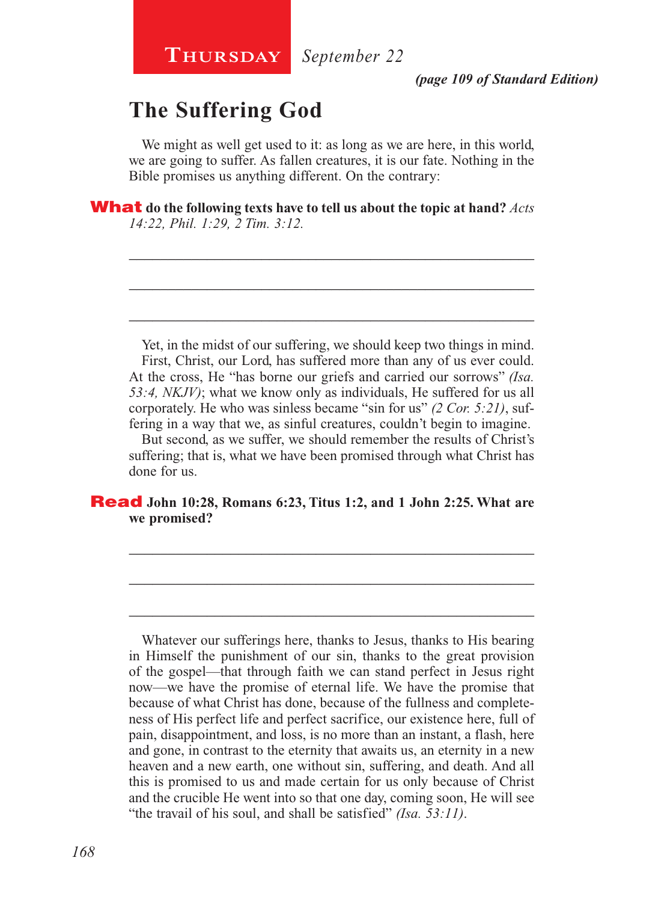**Thursday** *September 22*

***(page 109 of Standard Edition)***

## The Suffering God

We might as well get used to it: as long as we are here, in this world, we are going to suffer. As fallen creatures, it is our fate. Nothing in the Bible promises us anything different. On the contrary:

**What do the following texts have to tell us about the topic at hand?** *Acts 14:22, Phil. 1:29, 2 Tim. 3:12.*

_______________________________________________________________

_______________________________________________________________

_______________________________________________________________

Yet, in the midst of our suffering, we should keep two things in mind.

First, Christ, our Lord, has suffered more than any of us ever could. At the cross, He "has borne our griefs and carried our sorrows" *(Isa. 53:4, NKJV)*; what we know only as individuals, He suffered for us all corporately. He who was sinless became "sin for us" *(2 Cor. 5:21)*, suffering in a way that we, as sinful creatures, couldn't begin to imagine.

But second, as we suffer, we should remember the results of Christ's suffering; that is, what we have been promised through what Christ has done for us.

**Read John 10:28, Romans 6:23, Titus 1:2, and 1 John 2:25. What are we promised?**

_______________________________________________________________

_______________________________________________________________

_______________________________________________________________

Whatever our sufferings here, thanks to Jesus, thanks to His bearing in Himself the punishment of our sin, thanks to the great provision of the gospel—that through faith we can stand perfect in Jesus right now—we have the promise of eternal life. We have the promise that because of what Christ has done, because of the fullness and completeness of His perfect life and perfect sacrifice, our existence here, full of pain, disappointment, and loss, is no more than an instant, a flash, here and gone, in contrast to the eternity that awaits us, an eternity in a new heaven and a new earth, one without sin, suffering, and death. And all this is promised to us and made certain for us only because of Christ and the crucible He went into so that one day, coming soon, He will see "the travail of his soul, and shall be satisfied" *(Isa. 53:11)*.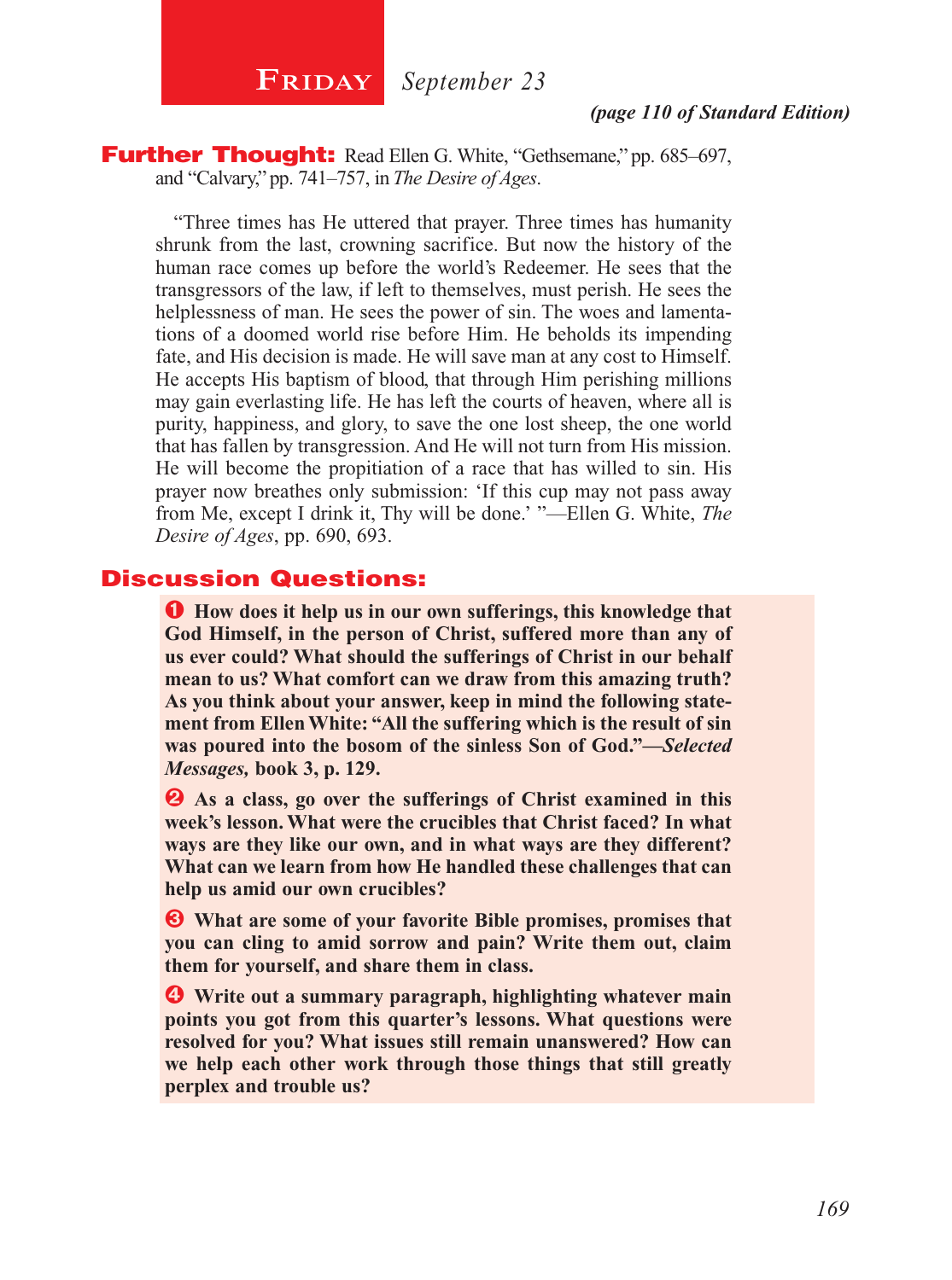# Friday *September 23*

***(page 110 of Standard Edition)***

**Further Thought:** Read Ellen G. White, "Gethsemane," pp. 685–697, and "Calvary," pp. 741–757, in *The Desire of Ages*.

"Three times has He uttered that prayer. Three times has humanity shrunk from the last, crowning sacrifice. But now the history of the human race comes up before the world's Redeemer. He sees that the transgressors of the law, if left to themselves, must perish. He sees the helplessness of man. He sees the power of sin. The woes and lamentations of a doomed world rise before Him. He beholds its impending fate, and His decision is made. He will save man at any cost to Himself. He accepts His baptism of blood, that through Him perishing millions may gain everlasting life. He has left the courts of heaven, where all is purity, happiness, and glory, to save the one lost sheep, the one world that has fallen by transgression. And He will not turn from His mission. He will become the propitiation of a race that has willed to sin. His prayer now breathes only submission: 'If this cup may not pass away from Me, except I drink it, Thy will be done.' "—Ellen G. White, *The Desire of Ages*, pp. 690, 693.

## Discussion Questions:

1. **How does it help us in our own sufferings, this knowledge that God Himself, in the person of Christ, suffered more than any of us ever could? What should the sufferings of Christ in our behalf mean to us? What comfort can we draw from this amazing truth? As you think about your answer, keep in mind the following statement from Ellen White: "All the suffering which is the result of sin was poured into the bosom of the sinless Son of God."—*Selected Messages,* book 3, p. 129.**

2. **As a class, go over the sufferings of Christ examined in this week's lesson. What were the crucibles that Christ faced? In what ways are they like our own, and in what ways are they different? What can we learn from how He handled these challenges that can help us amid our own crucibles?**

3. **What are some of your favorite Bible promises, promises that you can cling to amid sorrow and pain? Write them out, claim them for yourself, and share them in class.**

4. **Write out a summary paragraph, highlighting whatever main points you got from this quarter's lessons. What questions were resolved for you? What issues still remain unanswered? How can we help each other work through those things that still greatly perplex and trouble us?**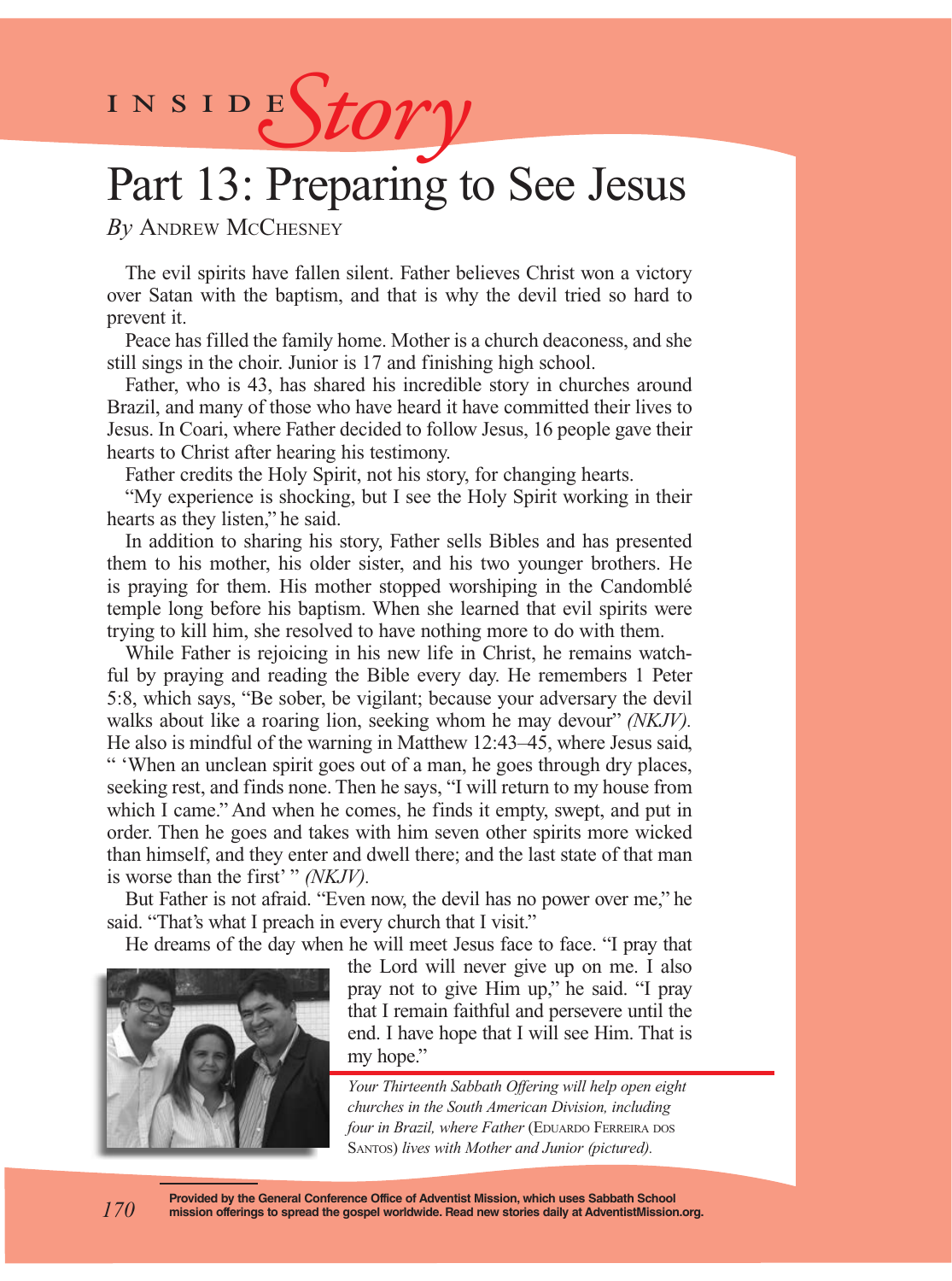INSIDE *Story*

# Part 13: Preparing to See Jesus

*By* Andrew McChesney

The evil spirits have fallen silent. Father believes Christ won a victory over Satan with the baptism, and that is why the devil tried so hard to prevent it.

Peace has filled the family home. Mother is a church deaconess, and she still sings in the choir. Junior is 17 and finishing high school.

Father, who is 43, has shared his incredible story in churches around Brazil, and many of those who have heard it have committed their lives to Jesus. In Coari, where Father decided to follow Jesus, 16 people gave their hearts to Christ after hearing his testimony.

Father credits the Holy Spirit, not his story, for changing hearts.

"My experience is shocking, but I see the Holy Spirit working in their hearts as they listen," he said.

In addition to sharing his story, Father sells Bibles and has presented them to his mother, his older sister, and his two younger brothers. He is praying for them. His mother stopped worshiping in the Candomblé temple long before his baptism. When she learned that evil spirits were trying to kill him, she resolved to have nothing more to do with them.

While Father is rejoicing in his new life in Christ, he remains watchful by praying and reading the Bible every day. He remembers 1 Peter 5:8, which says, "Be sober, be vigilant; because your adversary the devil walks about like a roaring lion, seeking whom he may devour" *(NKJV).* He also is mindful of the warning in Matthew 12:43–45, where Jesus said, " 'When an unclean spirit goes out of a man, he goes through dry places, seeking rest, and finds none. Then he says, "I will return to my house from which I came." And when he comes, he finds it empty, swept, and put in order. Then he goes and takes with him seven other spirits more wicked than himself, and they enter and dwell there; and the last state of that man is worse than the first' " *(NKJV).*

But Father is not afraid. "Even now, the devil has no power over me," he said. "That's what I preach in every church that I visit."

He dreams of the day when he will meet Jesus face to face. "I pray that the Lord will never give up on me. I also pray not to give Him up," he said. "I pray that I remain faithful and persevere until the end. I have hope that I will see Him. That is my hope."

*Your Thirteenth Sabbath Offering will help open eight churches in the South American Division, including four in Brazil, where Father* (Eduardo Ferreira dos Santos) *lives with Mother and Junior (pictured).*

**Provided by the General Conference Office of Adventist Mission, which uses Sabbath School mission offerings to spread the gospel worldwide. Read new stories daily at AdventistMission.org.**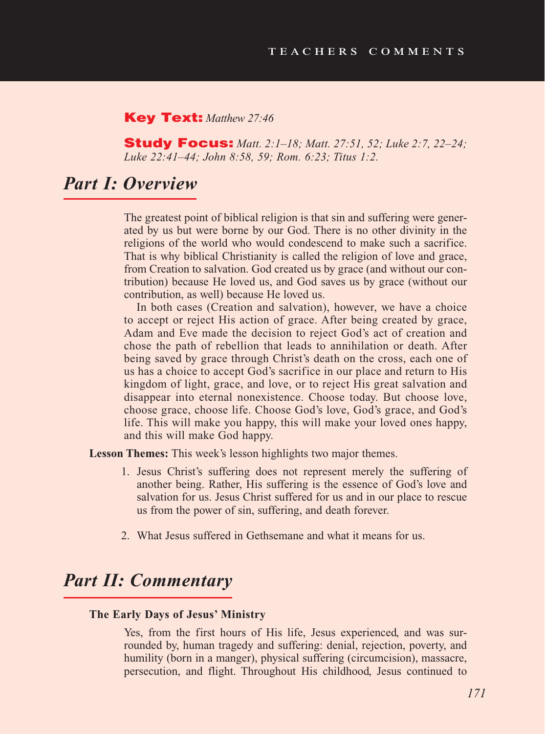**Key Text:** *Matthew 27:46*

**Study Focus:** *Matt. 2:1–18; Matt. 27:51, 52; Luke 2:7, 22–24; Luke 22:41–44; John 8:58, 59; Rom. 6:23; Titus 1:2.*

## *Part I: Overview*

The greatest point of biblical religion is that sin and suffering were generated by us but were borne by our God. There is no other divinity in the religions of the world who would condescend to make such a sacrifice. That is why biblical Christianity is called the religion of love and grace, from Creation to salvation. God created us by grace (and without our contribution) because He loved us, and God saves us by grace (without our contribution, as well) because He loved us.

In both cases (Creation and salvation), however, we have a choice to accept or reject His action of grace. After being created by grace, Adam and Eve made the decision to reject God's act of creation and chose the path of rebellion that leads to annihilation or death. After being saved by grace through Christ's death on the cross, each one of us has a choice to accept God's sacrifice in our place and return to His kingdom of light, grace, and love, or to reject His great salvation and disappear into eternal nonexistence. Choose today. But choose love, choose grace, choose life. Choose God's love, God's grace, and God's life. This will make you happy, this will make your loved ones happy, and this will make God happy.

**Lesson Themes:** This week's lesson highlights two major themes.

1. Jesus Christ's suffering does not represent merely the suffering of another being. Rather, His suffering is the essence of God's love and salvation for us. Jesus Christ suffered for us and in our place to rescue us from the power of sin, suffering, and death forever.

2. What Jesus suffered in Gethsemane and what it means for us.

## *Part II: Commentary*

**The Early Days of Jesus' Ministry**

Yes, from the first hours of His life, Jesus experienced, and was surrounded by, human tragedy and suffering: denial, rejection, poverty, and humility (born in a manger), physical suffering (circumcision), massacre, persecution, and flight. Throughout His childhood, Jesus continued to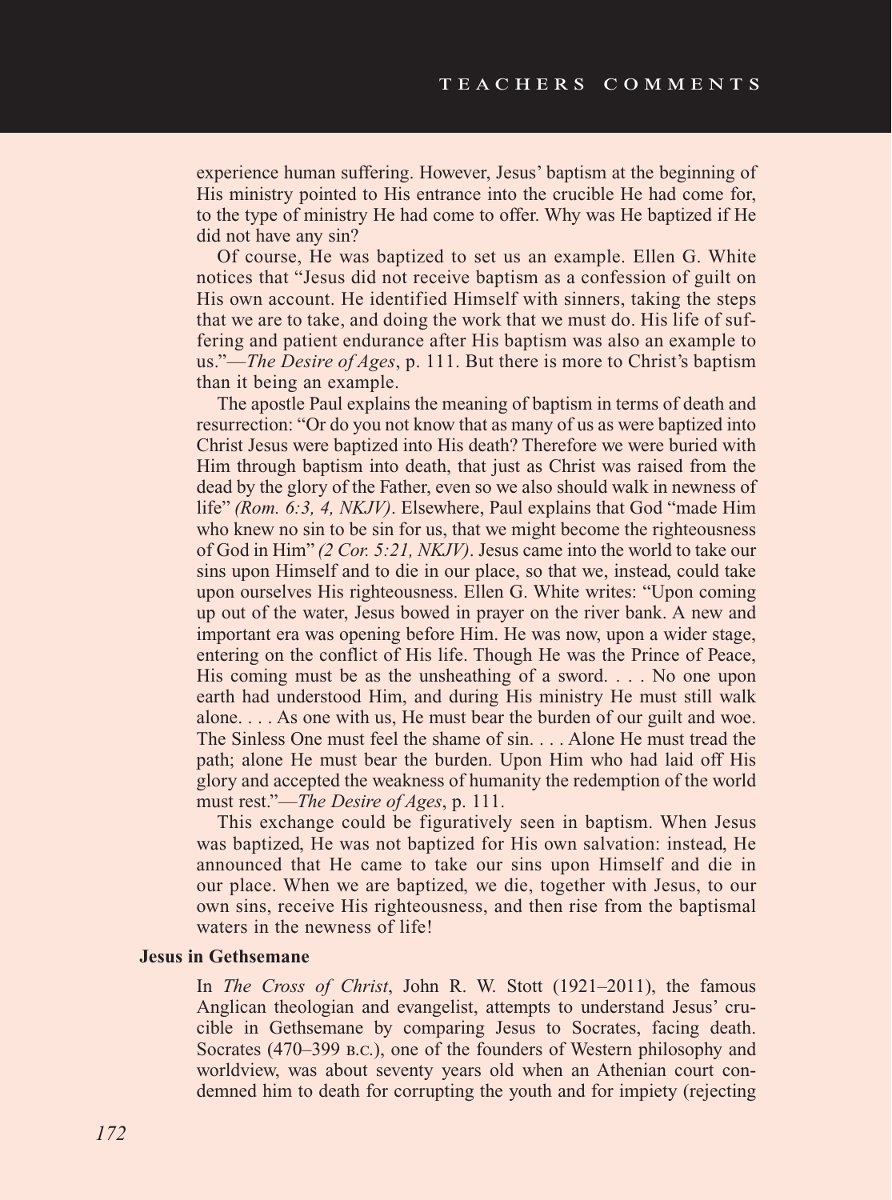experience human suffering. However, Jesus' baptism at the beginning of His ministry pointed to His entrance into the crucible He had come for, to the type of ministry He had come to offer. Why was He baptized if He did not have any sin?

Of course, He was baptized to set us an example. Ellen G. White notices that "Jesus did not receive baptism as a confession of guilt on His own account. He identified Himself with sinners, taking the steps that we are to take, and doing the work that we must do. His life of suffering and patient endurance after His baptism was also an example to us."—*The Desire of Ages*, p. 111. But there is more to Christ's baptism than it being an example.

The apostle Paul explains the meaning of baptism in terms of death and resurrection: "Or do you not know that as many of us as were baptized into Christ Jesus were baptized into His death? Therefore we were buried with Him through baptism into death, that just as Christ was raised from the dead by the glory of the Father, even so we also should walk in newness of life" *(Rom. 6:3, 4, NKJV)*. Elsewhere, Paul explains that God "made Him who knew no sin to be sin for us, that we might become the righteousness of God in Him" *(2 Cor. 5:21, NKJV)*. Jesus came into the world to take our sins upon Himself and to die in our place, so that we, instead, could take upon ourselves His righteousness. Ellen G. White writes: "Upon coming up out of the water, Jesus bowed in prayer on the river bank. A new and important era was opening before Him. He was now, upon a wider stage, entering on the conflict of His life. Though He was the Prince of Peace, His coming must be as the unsheathing of a sword. . . . No one upon earth had understood Him, and during His ministry He must still walk alone. . . . As one with us, He must bear the burden of our guilt and woe. The Sinless One must feel the shame of sin. . . . Alone He must tread the path; alone He must bear the burden. Upon Him who had laid off His glory and accepted the weakness of humanity the redemption of the world must rest."—*The Desire of Ages*, p. 111.

This exchange could be figuratively seen in baptism. When Jesus was baptized, He was not baptized for His own salvation: instead, He announced that He came to take our sins upon Himself and die in our place. When we are baptized, we die, together with Jesus, to our own sins, receive His righteousness, and then rise from the baptismal waters in the newness of life!

**Jesus in Gethsemane**

In *The Cross of Christ*, John R. W. Stott (1921–2011), the famous Anglican theologian and evangelist, attempts to understand Jesus' crucible in Gethsemane by comparing Jesus to Socrates, facing death. Socrates (470–399 B.C.), one of the founders of Western philosophy and worldview, was about seventy years old when an Athenian court condemned him to death for corrupting the youth and for impiety (rejecting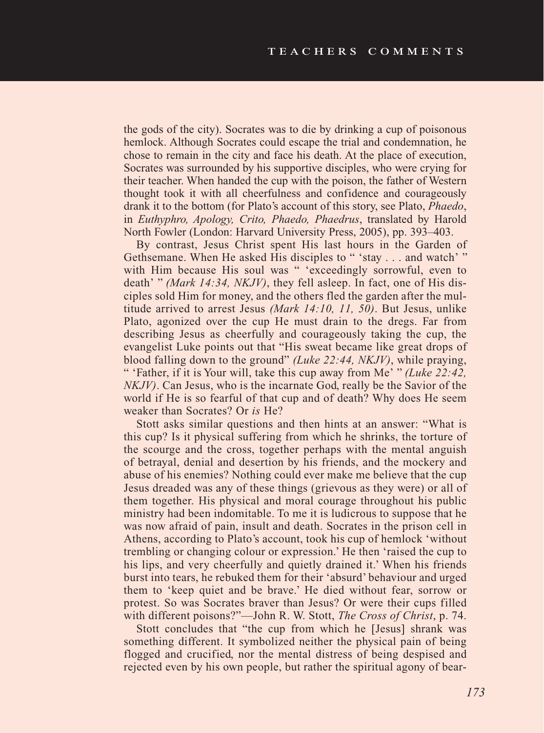the gods of the city). Socrates was to die by drinking a cup of poisonous hemlock. Although Socrates could escape the trial and condemnation, he chose to remain in the city and face his death. At the place of execution, Socrates was surrounded by his supportive disciples, who were crying for their teacher. When handed the cup with the poison, the father of Western thought took it with all cheerfulness and confidence and courageously drank it to the bottom (for Plato's account of this story, see Plato, *Phaedo*, in *Euthyphro, Apology, Crito, Phaedo, Phaedrus*, translated by Harold North Fowler (London: Harvard University Press, 2005), pp. 393–403.

By contrast, Jesus Christ spent His last hours in the Garden of Gethsemane. When He asked His disciples to " 'stay . . . and watch' " with Him because His soul was " 'exceedingly sorrowful, even to death' " *(Mark 14:34, NKJV)*, they fell asleep. In fact, one of His disciples sold Him for money, and the others fled the garden after the multitude arrived to arrest Jesus *(Mark 14:10, 11, 50)*. But Jesus, unlike Plato, agonized over the cup He must drain to the dregs. Far from describing Jesus as cheerfully and courageously taking the cup, the evangelist Luke points out that "His sweat became like great drops of blood falling down to the ground" *(Luke 22:44, NKJV)*, while praying, " 'Father, if it is Your will, take this cup away from Me' " *(Luke 22:42, NKJV)*. Can Jesus, who is the incarnate God, really be the Savior of the world if He is so fearful of that cup and of death? Why does He seem weaker than Socrates? Or *is* He?

Stott asks similar questions and then hints at an answer: "What is this cup? Is it physical suffering from which he shrinks, the torture of the scourge and the cross, together perhaps with the mental anguish of betrayal, denial and desertion by his friends, and the mockery and abuse of his enemies? Nothing could ever make me believe that the cup Jesus dreaded was any of these things (grievous as they were) or all of them together. His physical and moral courage throughout his public ministry had been indomitable. To me it is ludicrous to suppose that he was now afraid of pain, insult and death. Socrates in the prison cell in Athens, according to Plato's account, took his cup of hemlock 'without trembling or changing colour or expression.' He then 'raised the cup to his lips, and very cheerfully and quietly drained it.' When his friends burst into tears, he rebuked them for their 'absurd' behaviour and urged them to 'keep quiet and be brave.' He died without fear, sorrow or protest. So was Socrates braver than Jesus? Or were their cups filled with different poisons?"—John R. W. Stott, *The Cross of Christ*, p. 74.

Stott concludes that "the cup from which he [Jesus] shrank was something different. It symbolized neither the physical pain of being flogged and crucified, nor the mental distress of being despised and rejected even by his own people, but rather the spiritual agony of bear-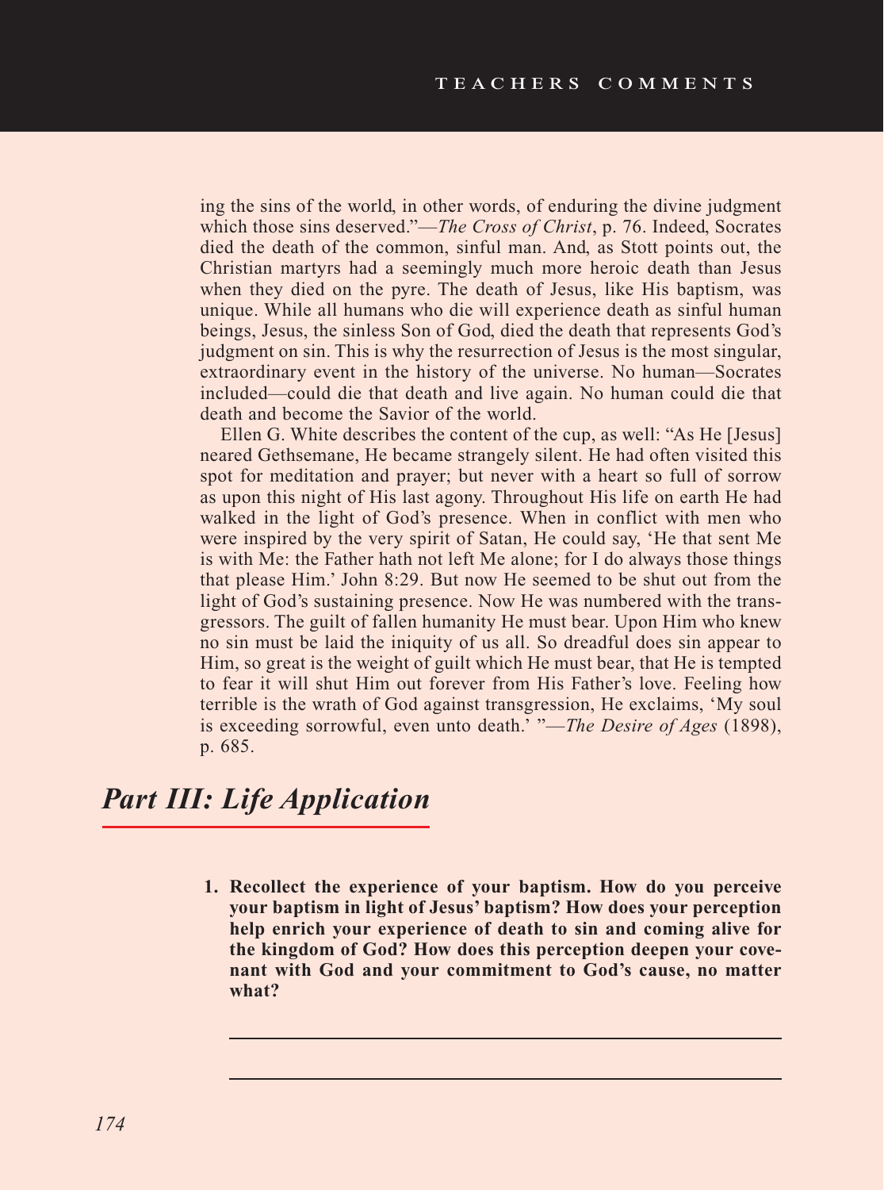ing the sins of the world, in other words, of enduring the divine judgment which those sins deserved."—*The Cross of Christ*, p. 76. Indeed, Socrates died the death of the common, sinful man. And, as Stott points out, the Christian martyrs had a seemingly much more heroic death than Jesus when they died on the pyre. The death of Jesus, like His baptism, was unique. While all humans who die will experience death as sinful human beings, Jesus, the sinless Son of God, died the death that represents God's judgment on sin. This is why the resurrection of Jesus is the most singular, extraordinary event in the history of the universe. No human—Socrates included—could die that death and live again. No human could die that death and become the Savior of the world.

Ellen G. White describes the content of the cup, as well: "As He [Jesus] neared Gethsemane, He became strangely silent. He had often visited this spot for meditation and prayer; but never with a heart so full of sorrow as upon this night of His last agony. Throughout His life on earth He had walked in the light of God's presence. When in conflict with men who were inspired by the very spirit of Satan, He could say, 'He that sent Me is with Me: the Father hath not left Me alone; for I do always those things that please Him.' John 8:29. But now He seemed to be shut out from the light of God's sustaining presence. Now He was numbered with the transgressors. The guilt of fallen humanity He must bear. Upon Him who knew no sin must be laid the iniquity of us all. So dreadful does sin appear to Him, so great is the weight of guilt which He must bear, that He is tempted to fear it will shut Him out forever from His Father's love. Feeling how terrible is the wrath of God against transgression, He exclaims, 'My soul is exceeding sorrowful, even unto death.' "—*The Desire of Ages* (1898), p. 685.

## *Part III: Life Application*

1. **Recollect the experience of your baptism. How do you perceive your baptism in light of Jesus' baptism? How does your perception help enrich your experience of death to sin and coming alive for the kingdom of God? How does this perception deepen your covenant with God and your commitment to God's cause, no matter what?**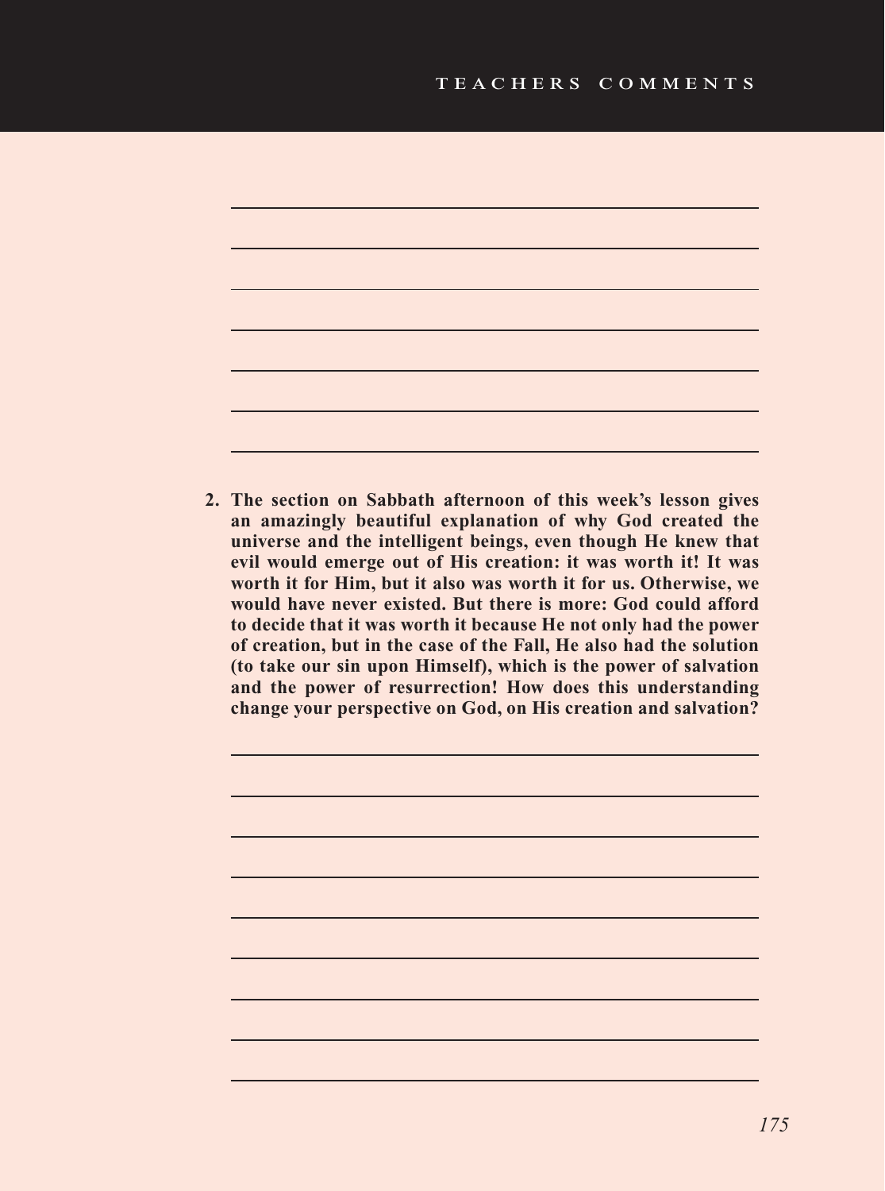2. **The section on Sabbath afternoon of this week's lesson gives an amazingly beautiful explanation of why God created the universe and the intelligent beings, even though He knew that evil would emerge out of His creation: it was worth it! It was worth it for Him, but it also was worth it for us. Otherwise, we would have never existed. But there is more: God could afford to decide that it was worth it because He not only had the power of creation, but in the case of the Fall, He also had the solution (to take our sin upon Himself), which is the power of salvation and the power of resurrection! How does this understanding change your perspective on God, on His creation and salvation?**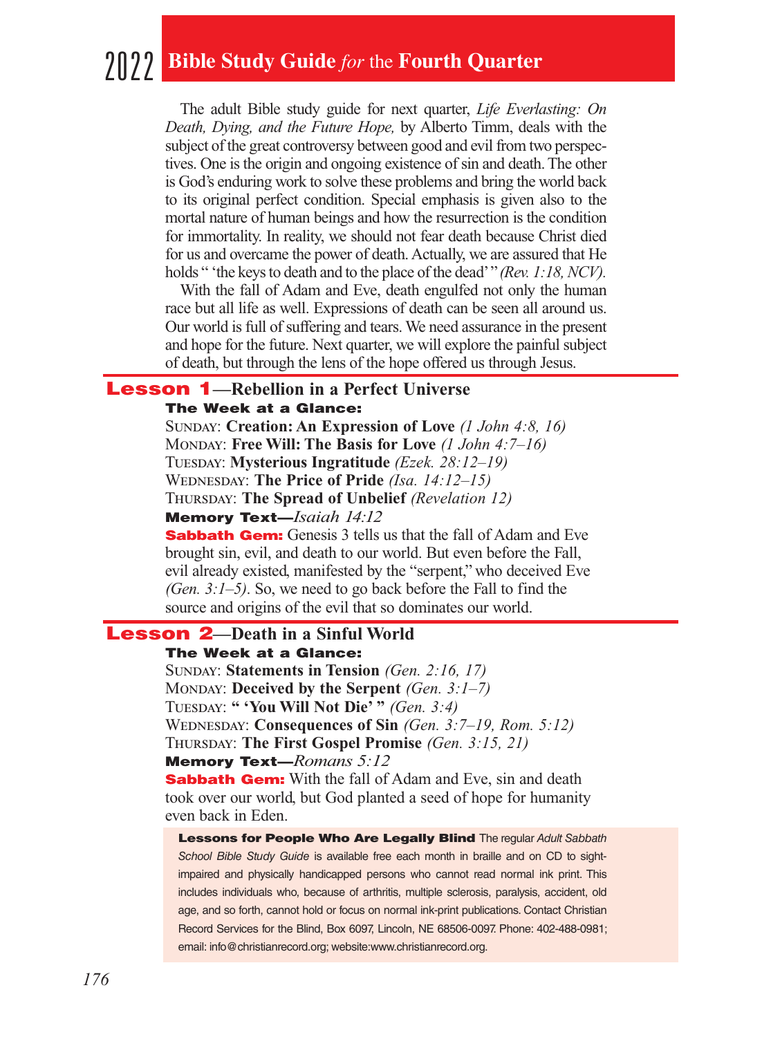# 2022 Bible Study Guide *for* the Fourth Quarter

The adult Bible study guide for next quarter, *Life Everlasting: On Death, Dying, and the Future Hope,* by Alberto Timm, deals with the subject of the great controversy between good and evil from two perspectives. One is the origin and ongoing existence of sin and death. The other is God's enduring work to solve these problems and bring the world back to its original perfect condition. Special emphasis is given also to the mortal nature of human beings and how the resurrection is the condition for immortality. In reality, we should not fear death because Christ died for us and overcame the power of death. Actually, we are assured that He holds " 'the keys to death and to the place of the dead' " *(Rev. 1:18, NCV).*

With the fall of Adam and Eve, death engulfed not only the human race but all life as well. Expressions of death can be seen all around us. Our world is full of suffering and tears. We need assurance in the present and hope for the future. Next quarter, we will explore the painful subject of death, but through the lens of the hope offered us through Jesus.

## Lesson 1—Rebellion in a Perfect Universe

**The Week at a Glance:**

SUNDAY: **Creation: An Expression of Love** *(1 John 4:8, 16)*
MONDAY: **Free Will: The Basis for Love** *(1 John 4:7–16)*
TUESDAY: **Mysterious Ingratitude** *(Ezek. 28:12–19)*
WEDNESDAY: **The Price of Pride** *(Isa. 14:12–15)*
THURSDAY: **The Spread of Unbelief** *(Revelation 12)*

**Memory Text—***Isaiah 14:12*

**Sabbath Gem:** Genesis 3 tells us that the fall of Adam and Eve brought sin, evil, and death to our world. But even before the Fall, evil already existed, manifested by the "serpent," who deceived Eve *(Gen. 3:1–5)*. So, we need to go back before the Fall to find the source and origins of the evil that so dominates our world.

## Lesson 2—Death in a Sinful World

**The Week at a Glance:**

SUNDAY: **Statements in Tension** *(Gen. 2:16, 17)*
MONDAY: **Deceived by the Serpent** *(Gen. 3:1–7)*
TUESDAY: **" 'You Will Not Die' "** *(Gen. 3:4)*
WEDNESDAY: **Consequences of Sin** *(Gen. 3:7–19, Rom. 5:12)*
THURSDAY: **The First Gospel Promise** *(Gen. 3:15, 21)*

**Memory Text—***Romans 5:12*

**Sabbath Gem:** With the fall of Adam and Eve, sin and death took over our world, but God planted a seed of hope for humanity even back in Eden.

**Lessons for People Who Are Legally Blind** The regular *Adult Sabbath School Bible Study Guide* is available free each month in braille and on CD to sight-impaired and physically handicapped persons who cannot read normal ink print. This includes individuals who, because of arthritis, multiple sclerosis, paralysis, accident, old age, and so forth, cannot hold or focus on normal ink-print publications. Contact Christian Record Services for the Blind, Box 6097, Lincoln, NE 68506-0097. Phone: 402-488-0981; email: info@christianrecord.org; website:www.christianrecord.org.